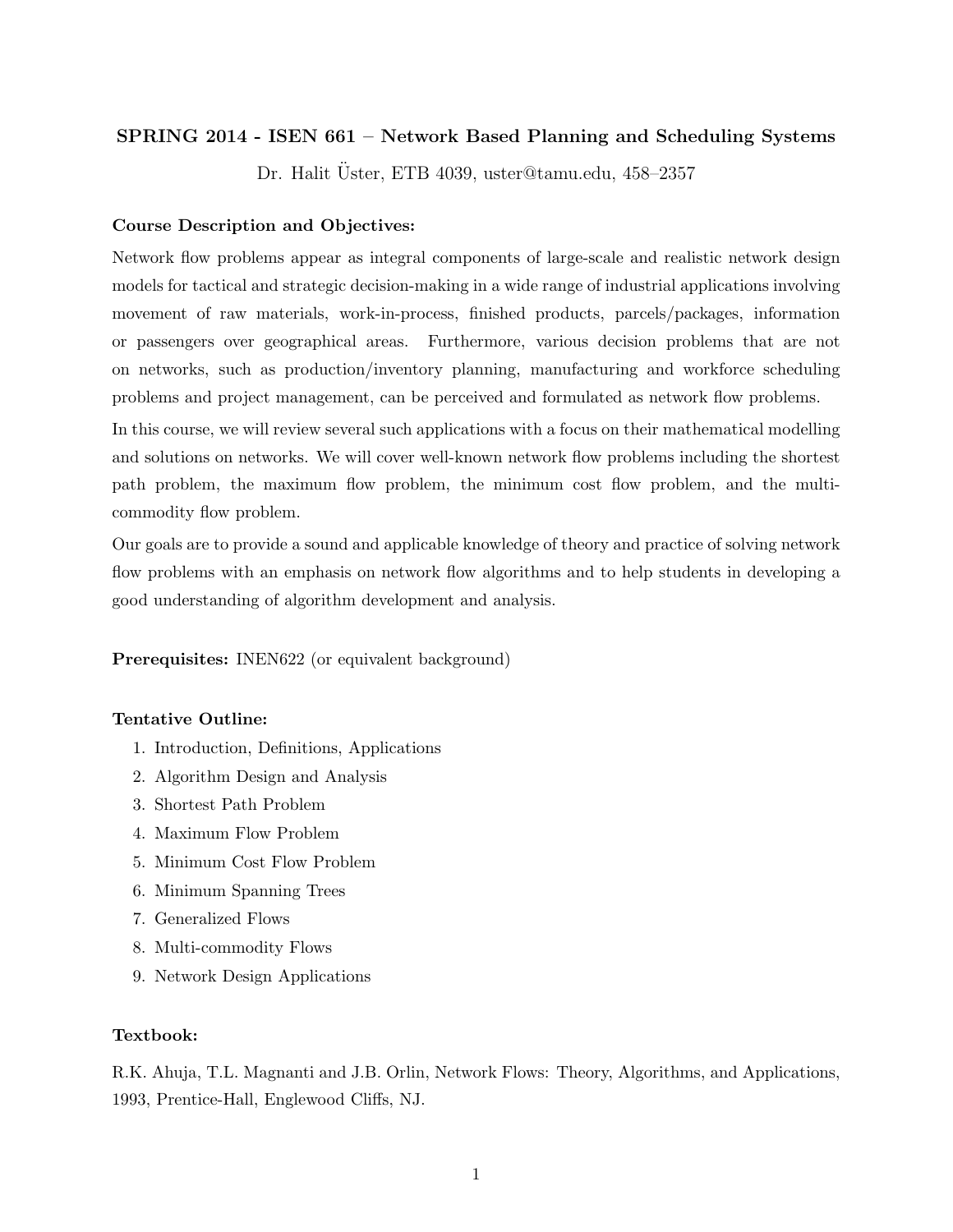# SPRING 2014 - ISEN 661 – Network Based Planning and Scheduling Systems

Dr. Halit Üster, ETB 4039, uster@tamu.edu, 458–2357

**Course Description and Objectives:**

Network flow problems appear as integral components of large-scale and realistic network design models for tactical and strategic decision-making in a wide range of industrial applications involving movement of raw materials, work-in-process, finished products, parcels/packages, information or passengers over geographical areas. Furthermore, various decision problems that are not on networks, such as production/inventory planning, manufacturing and workforce scheduling problems and project management, can be perceived and formulated as network flow problems.

In this course, we will review several such applications with a focus on their mathematical modelling and solutions on networks. We will cover well-known network flow problems including the shortest path problem, the maximum flow problem, the minimum cost flow problem, and the multi-commodity flow problem.

Our goals are to provide a sound and applicable knowledge of theory and practice of solving network flow problems with an emphasis on network flow algorithms and to help students in developing a good understanding of algorithm development and analysis.

**Prerequisites:** INEN622 (or equivalent background)

**Tentative Outline:**

1. Introduction, Definitions, Applications
2. Algorithm Design and Analysis
3. Shortest Path Problem
4. Maximum Flow Problem
5. Minimum Cost Flow Problem
6. Minimum Spanning Trees
7. Generalized Flows
8. Multi-commodity Flows
9. Network Design Applications

**Textbook:**

R.K. Ahuja, T.L. Magnanti and J.B. Orlin, Network Flows: Theory, Algorithms, and Applications, 1993, Prentice-Hall, Englewood Cliffs, NJ.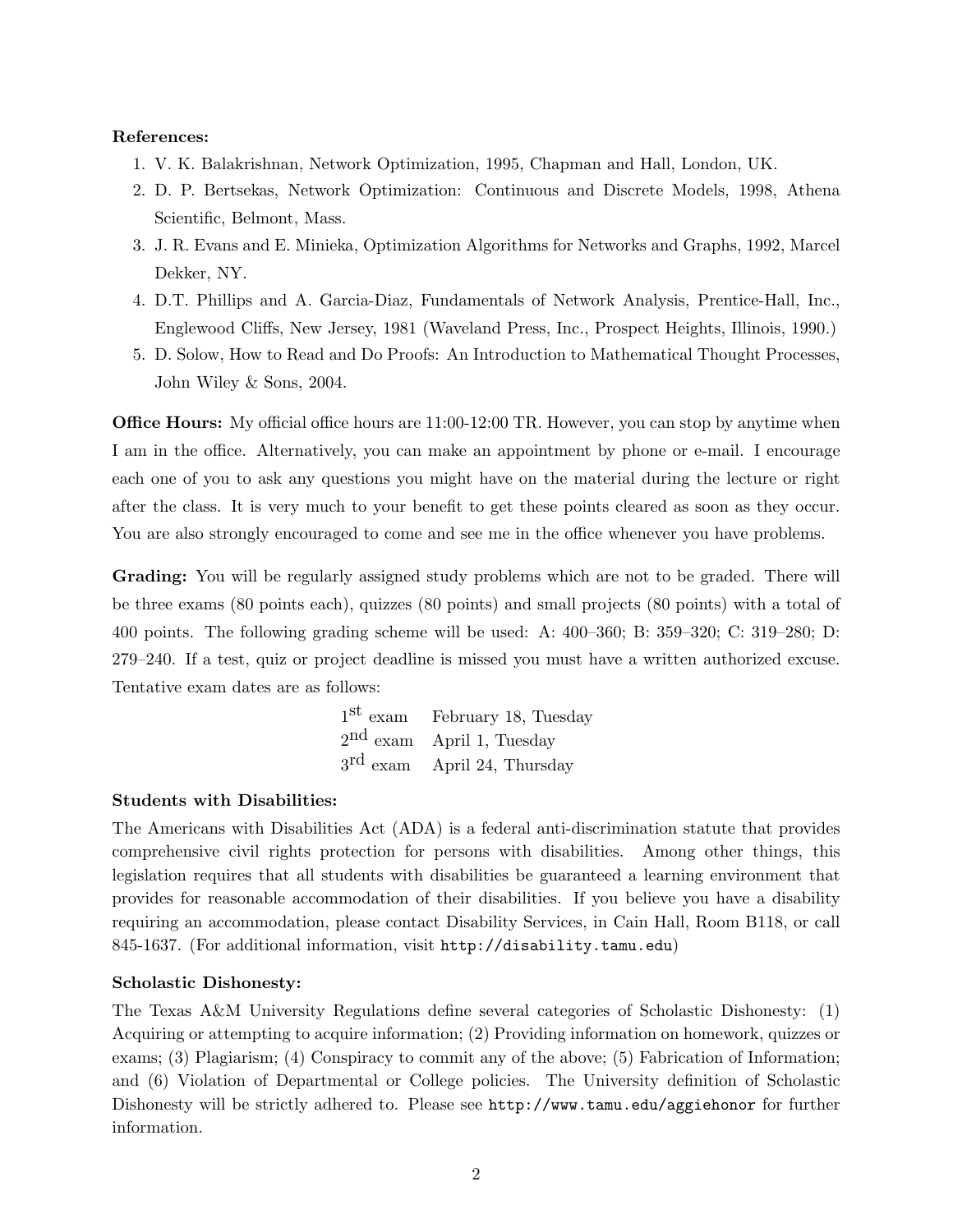**References:**

1. V. K. Balakrishnan, Network Optimization, 1995, Chapman and Hall, London, UK.
2. D. P. Bertsekas, Network Optimization: Continuous and Discrete Models, 1998, Athena Scientific, Belmont, Mass.
3. J. R. Evans and E. Minieka, Optimization Algorithms for Networks and Graphs, 1992, Marcel Dekker, NY.
4. D.T. Phillips and A. Garcia-Diaz, Fundamentals of Network Analysis, Prentice-Hall, Inc., Englewood Cliffs, New Jersey, 1981 (Waveland Press, Inc., Prospect Heights, Illinois, 1990.)
5. D. Solow, How to Read and Do Proofs: An Introduction to Mathematical Thought Processes, John Wiley & Sons, 2004.

**Office Hours:** My official office hours are 11:00-12:00 TR. However, you can stop by anytime when I am in the office. Alternatively, you can make an appointment by phone or e-mail. I encourage each one of you to ask any questions you might have on the material during the lecture or right after the class. It is very much to your benefit to get these points cleared as soon as they occur. You are also strongly encouraged to come and see me in the office whenever you have problems.

**Grading:** You will be regularly assigned study problems which are not to be graded. There will be three exams (80 points each), quizzes (80 points) and small projects (80 points) with a total of 400 points. The following grading scheme will be used: A: 400–360; B: 359–320; C: 319–280; D: 279–240. If a test, quiz or project deadline is missed you must have a written authorized excuse. Tentative exam dates are as follows:

| | |
|---|---|
| 1st exam | February 18, Tuesday |
| 2nd exam | April 1, Tuesday |
| 3rd exam | April 24, Thursday |

**Students with Disabilities:**

The Americans with Disabilities Act (ADA) is a federal anti-discrimination statute that provides comprehensive civil rights protection for persons with disabilities. Among other things, this legislation requires that all students with disabilities be guaranteed a learning environment that provides for reasonable accommodation of their disabilities. If you believe you have a disability requiring an accommodation, please contact Disability Services, in Cain Hall, Room B118, or call 845-1637. (For additional information, visit `http://disability.tamu.edu`)

**Scholastic Dishonesty:**

The Texas A&M University Regulations define several categories of Scholastic Dishonesty: (1) Acquiring or attempting to acquire information; (2) Providing information on homework, quizzes or exams; (3) Plagiarism; (4) Conspiracy to commit any of the above; (5) Fabrication of Information; and (6) Violation of Departmental or College policies. The University definition of Scholastic Dishonesty will be strictly adhered to. Please see `http://www.tamu.edu/aggiehonor` for further information.